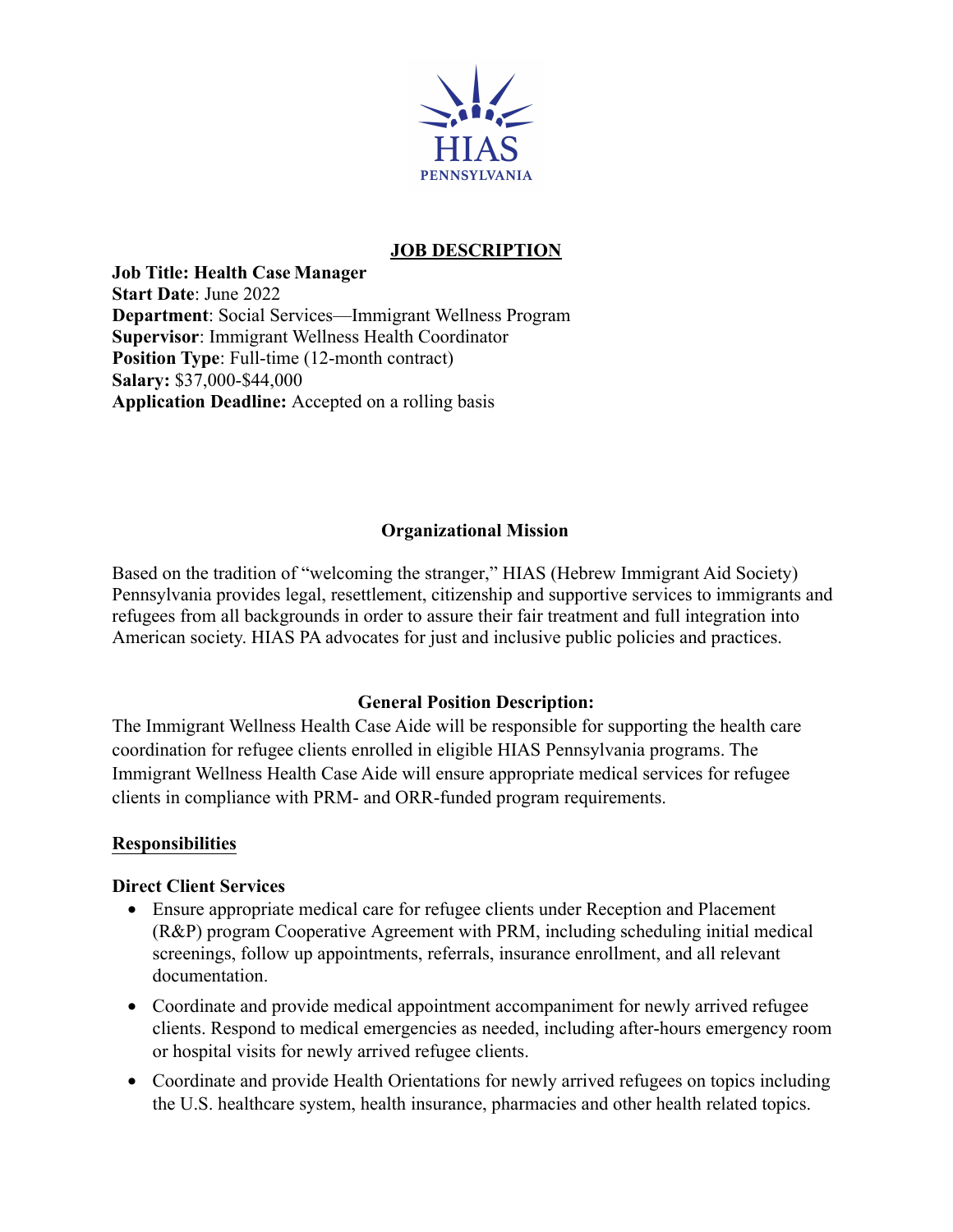HIAS
PENNSYLVANIA

# JOB DESCRIPTION

**Job Title: Health Case Manager**
**Start Date**: June 2022
**Department**: Social Services—Immigrant Wellness Program
**Supervisor**: Immigrant Wellness Health Coordinator
**Position Type**: Full-time (12-month contract)
**Salary:** $37,000-$44,000
**Application Deadline:** Accepted on a rolling basis

## Organizational Mission

Based on the tradition of "welcoming the stranger," HIAS (Hebrew Immigrant Aid Society) Pennsylvania provides legal, resettlement, citizenship and supportive services to immigrants and refugees from all backgrounds in order to assure their fair treatment and full integration into American society. HIAS PA advocates for just and inclusive public policies and practices.

## General Position Description:

The Immigrant Wellness Health Case Aide will be responsible for supporting the health care coordination for refugee clients enrolled in eligible HIAS Pennsylvania programs. The Immigrant Wellness Health Case Aide will ensure appropriate medical services for refugee clients in compliance with PRM- and ORR-funded program requirements.

## Responsibilities

### Direct Client Services

- Ensure appropriate medical care for refugee clients under Reception and Placement (R&P) program Cooperative Agreement with PRM, including scheduling initial medical screenings, follow up appointments, referrals, insurance enrollment, and all relevant documentation.
- Coordinate and provide medical appointment accompaniment for newly arrived refugee clients. Respond to medical emergencies as needed, including after-hours emergency room or hospital visits for newly arrived refugee clients.
- Coordinate and provide Health Orientations for newly arrived refugees on topics including the U.S. healthcare system, health insurance, pharmacies and other health related topics.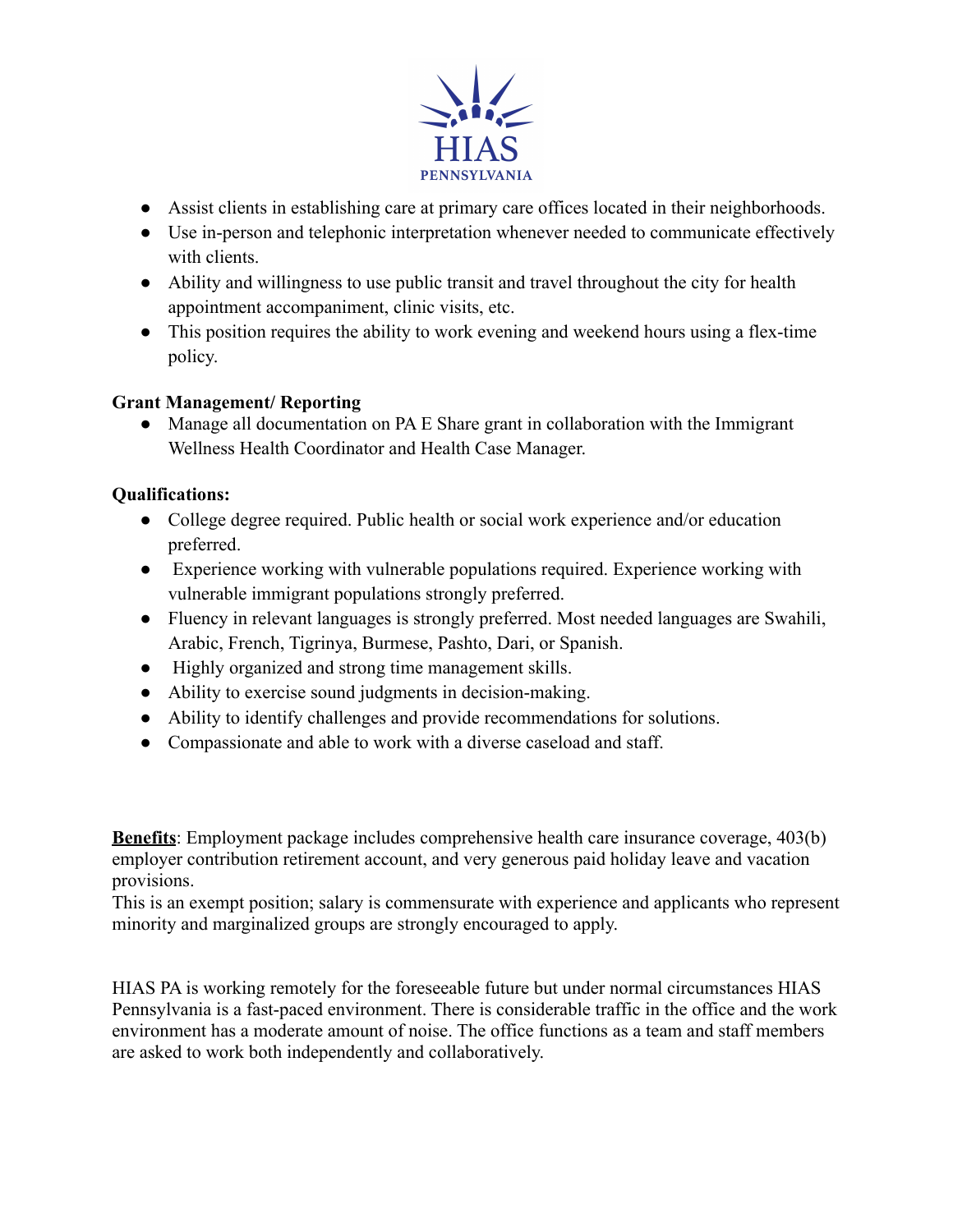- Assist clients in establishing care at primary care offices located in their neighborhoods.
- Use in-person and telephonic interpretation whenever needed to communicate effectively with clients.
- Ability and willingness to use public transit and travel throughout the city for health appointment accompaniment, clinic visits, etc.
- This position requires the ability to work evening and weekend hours using a flex-time policy.

**Grant Management/ Reporting**

- Manage all documentation on PA E Share grant in collaboration with the Immigrant Wellness Health Coordinator and Health Case Manager.

**Qualifications:**

- College degree required. Public health or social work experience and/or education preferred.
- Experience working with vulnerable populations required. Experience working with vulnerable immigrant populations strongly preferred.
- Fluency in relevant languages is strongly preferred. Most needed languages are Swahili, Arabic, French, Tigrinya, Burmese, Pashto, Dari, or Spanish.
- Highly organized and strong time management skills.
- Ability to exercise sound judgments in decision-making.
- Ability to identify challenges and provide recommendations for solutions.
- Compassionate and able to work with a diverse caseload and staff.

**Benefits**: Employment package includes comprehensive health care insurance coverage, 403(b) employer contribution retirement account, and very generous paid holiday leave and vacation provisions.
This is an exempt position; salary is commensurate with experience and applicants who represent minority and marginalized groups are strongly encouraged to apply.

HIAS PA is working remotely for the foreseeable future but under normal circumstances HIAS Pennsylvania is a fast-paced environment. There is considerable traffic in the office and the work environment has a moderate amount of noise. The office functions as a team and staff members are asked to work both independently and collaboratively.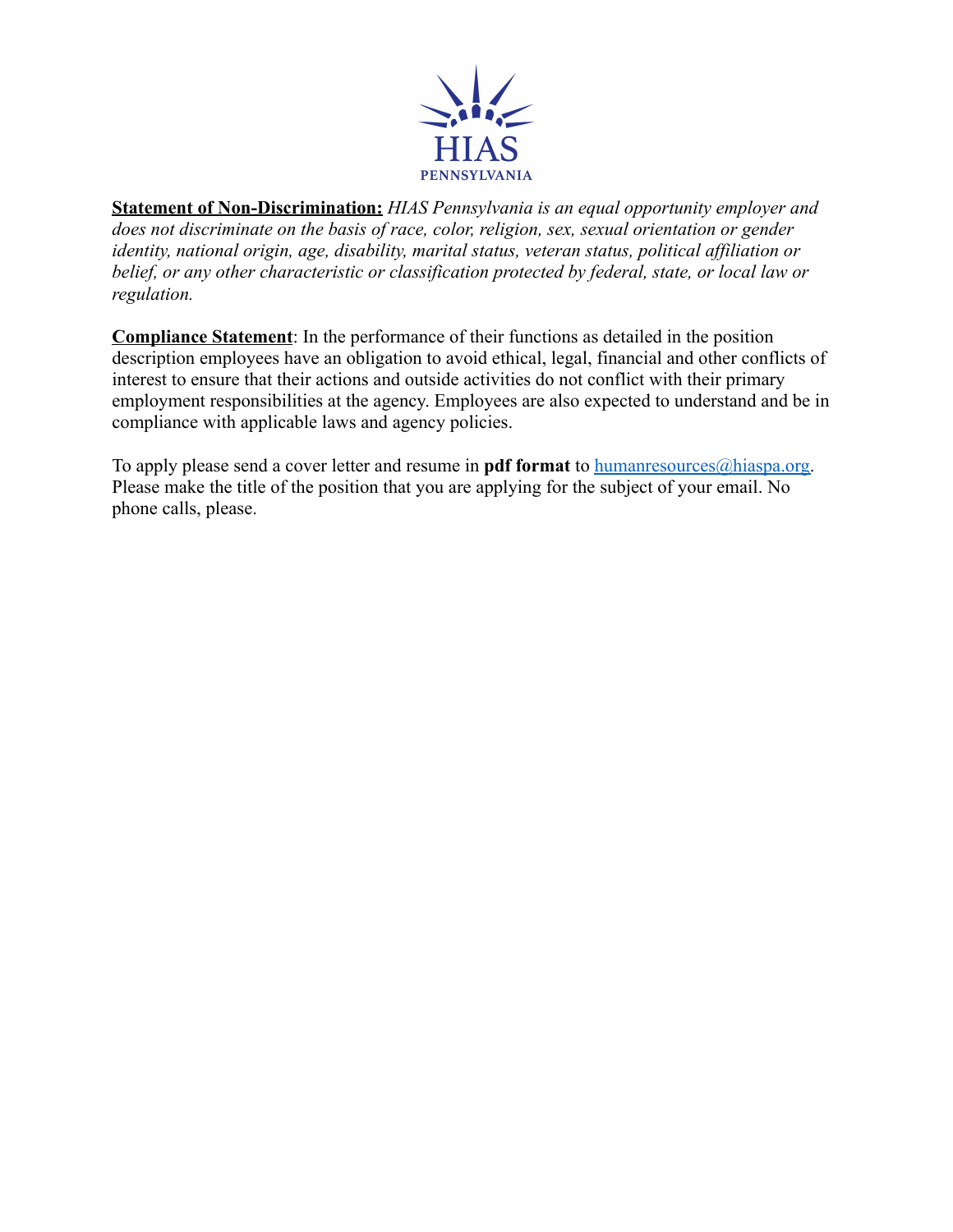HIAS
PENNSYLVANIA

**Statement of Non-Discrimination:** *HIAS Pennsylvania is an equal opportunity employer and does not discriminate on the basis of race, color, religion, sex, sexual orientation or gender identity, national origin, age, disability, marital status, veteran status, political affiliation or belief, or any other characteristic or classification protected by federal, state, or local law or regulation.*

**Compliance Statement**: In the performance of their functions as detailed in the position description employees have an obligation to avoid ethical, legal, financial and other conflicts of interest to ensure that their actions and outside activities do not conflict with their primary employment responsibilities at the agency. Employees are also expected to understand and be in compliance with applicable laws and agency policies.

To apply please send a cover letter and resume in **pdf format** to humanresources@hiaspa.org. Please make the title of the position that you are applying for the subject of your email. No phone calls, please.